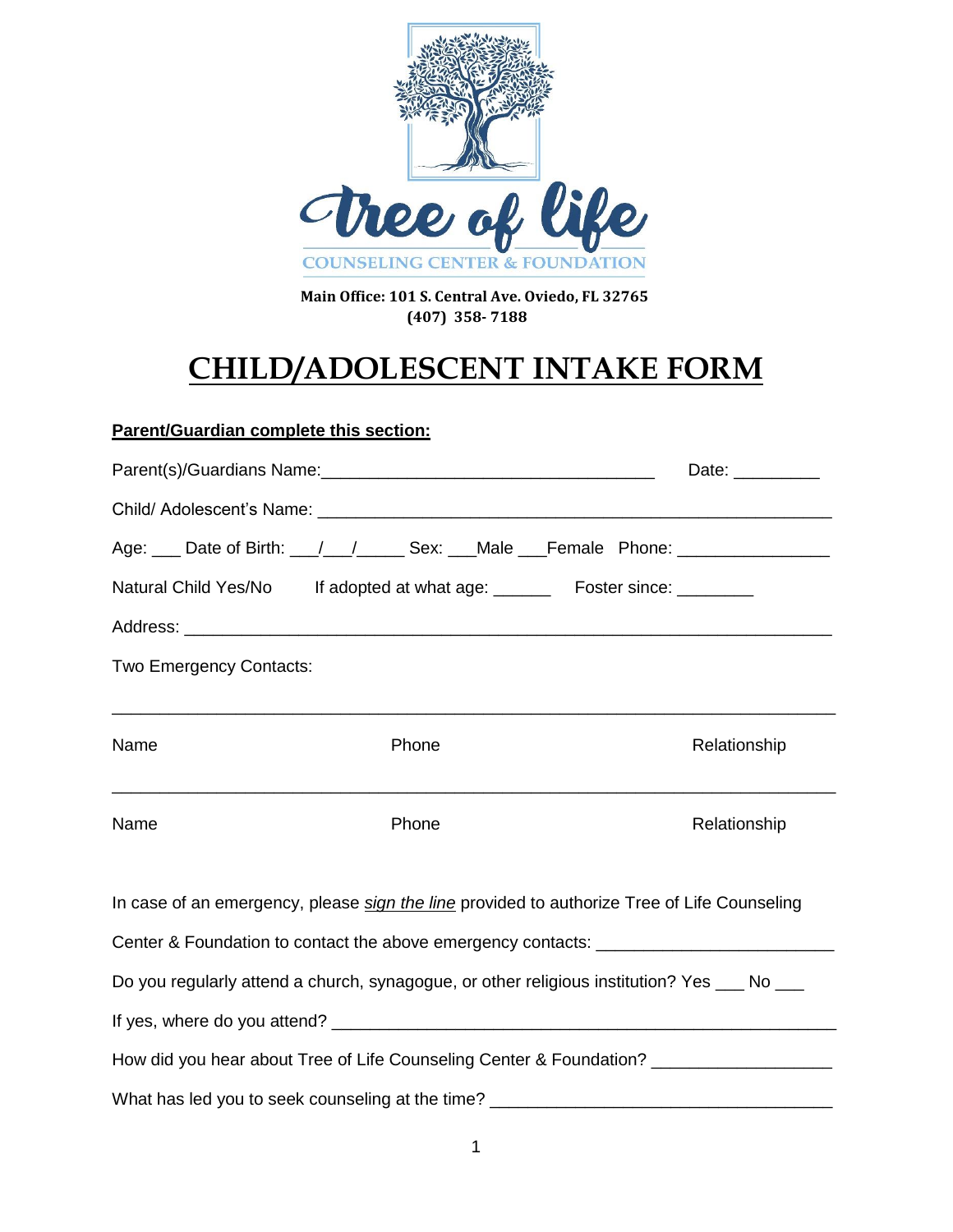Tree of Life

COUNSELING CENTER & FOUNDATION

**Main Office: 101 S. Central Ave. Oviedo, FL 32765**
**(407) 358- 7188**

# CHILD/ADOLESCENT INTAKE FORM

**Parent/Guardian complete this section:**

Parent(s)/Guardians Name:___________________________________ Date: _________

Child/ Adolescent's Name: ______________________________________________________

Age: ___ Date of Birth: ___/___/_____ Sex: ___Male ___Female Phone: ________________

Natural Child Yes/No If adopted at what age: ______ Foster since: ________

Address: _______________________________________________________________

Two Emergency Contacts:

_______________________________________________________________________

Name Phone Relationship

_______________________________________________________________________

Name Phone Relationship

In case of an emergency, please *sign the line* provided to authorize Tree of Life Counseling Center & Foundation to contact the above emergency contacts: ________________________

Do you regularly attend a church, synagogue, or other religious institution? Yes ___ No ___

If yes, where do you attend? _______________________________________________________

How did you hear about Tree of Life Counseling Center & Foundation? __________________

What has led you to seek counseling at the time? ___________________________________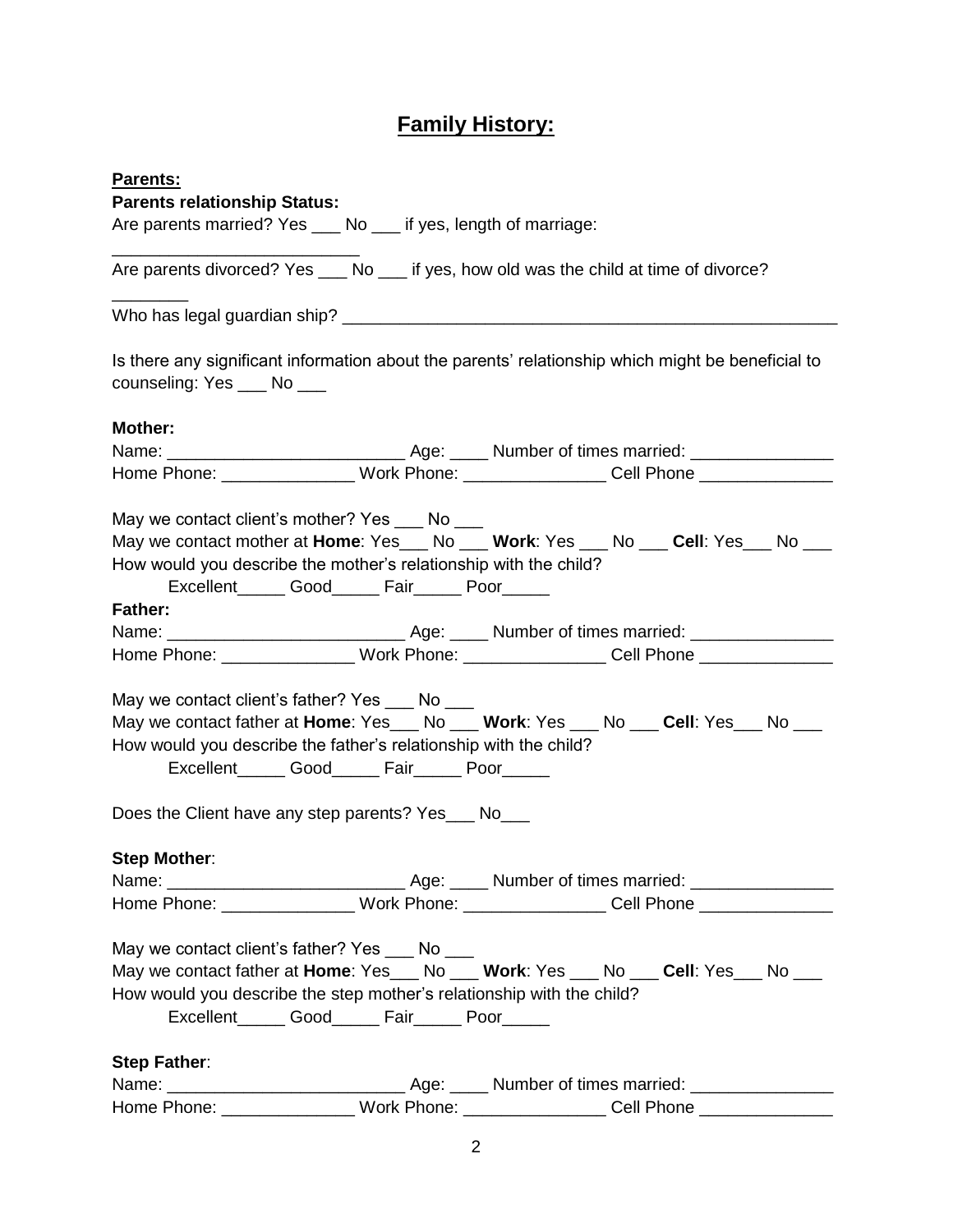# Family History:

**Parents:**

**Parents relationship Status:**

Are parents married? Yes ___ No ___ if yes, length of marriage: __________________________

Are parents divorced? Yes ___ No ___ if yes, how old was the child at time of divorce? ________

Who has legal guardian ship? ______________________________________________________

Is there any significant information about the parents' relationship which might be beneficial to counseling: Yes ___ No ___

**Mother:**

Name: _________________________ Age: ____ Number of times married: _______________

Home Phone: ______________ Work Phone: _______________ Cell Phone ______________

May we contact client's mother? Yes ___ No ___

May we contact mother at **Home**: Yes___ No ___ **Work**: Yes ___ No ___ **Cell**: Yes___ No ___

How would you describe the mother's relationship with the child?

Excellent_____ Good_____ Fair_____ Poor_____

**Father:**

Name: _________________________ Age: ____ Number of times married: _______________

Home Phone: ______________ Work Phone: _______________ Cell Phone ______________

May we contact client's father? Yes ___ No ___

May we contact father at **Home**: Yes___ No ___ **Work**: Yes ___ No ___ **Cell**: Yes___ No ___

How would you describe the father's relationship with the child?

Excellent_____ Good_____ Fair_____ Poor_____

Does the Client have any step parents? Yes___ No___

**Step Mother**:

Name: _________________________ Age: ____ Number of times married: _______________

Home Phone: ______________ Work Phone: _______________ Cell Phone ______________

May we contact client's father? Yes ___ No ___

May we contact father at **Home**: Yes___ No ___ **Work**: Yes ___ No ___ **Cell**: Yes___ No ___

How would you describe the step mother's relationship with the child?

Excellent_____ Good_____ Fair_____ Poor_____

**Step Father**:

Name: _________________________ Age: ____ Number of times married: _______________

Home Phone: ______________ Work Phone: _______________ Cell Phone ______________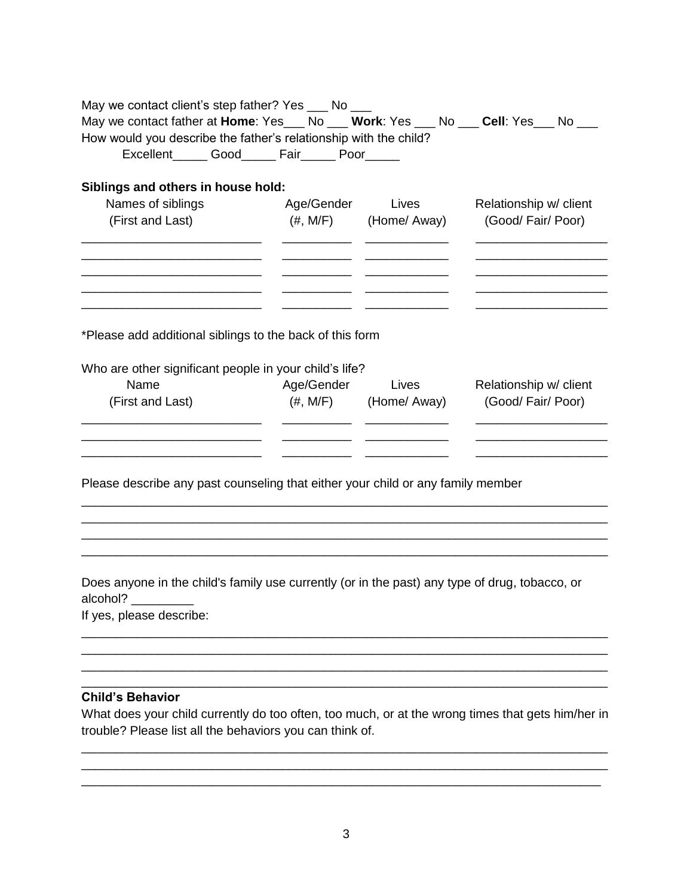May we contact client's step father? Yes ___ No ___

May we contact father at **Home**: Yes___ No ___ **Work**: Yes ___ No ___ **Cell**: Yes___ No ___

How would you describe the father's relationship with the child?

Excellent_____ Good_____ Fair_____ Poor_____

**Siblings and others in house hold:**

| Names of siblings (First and Last) | Age/Gender (#, M/F) | Lives (Home/ Away) | Relationship w/ client (Good/ Fair/ Poor) |
|---|---|---|---|
| | | | |
| | | | |
| | | | |
| | | | |
| | | | |

*Please add additional siblings to the back of this form

Who are other significant people in your child's life?

| Name (First and Last) | Age/Gender (#, M/F) | Lives (Home/ Away) | Relationship w/ client (Good/ Fair/ Poor) |
|---|---|---|---|
| | | | |
| | | | |
| | | | |

Please describe any past counseling that either your child or any family member

_______________________________________________________________________________

_______________________________________________________________________________

_______________________________________________________________________________

_______________________________________________________________________________

Does anyone in the child's family use currently (or in the past) any type of drug, tobacco, or alcohol? _________

If yes, please describe:

_______________________________________________________________________________

_______________________________________________________________________________

_______________________________________________________________________________

_______________________________________________________________________________

**Child's Behavior**

What does your child currently do too often, too much, or at the wrong times that gets him/her in trouble? Please list all the behaviors you can think of.

_______________________________________________________________________________

_______________________________________________________________________________

_______________________________________________________________________________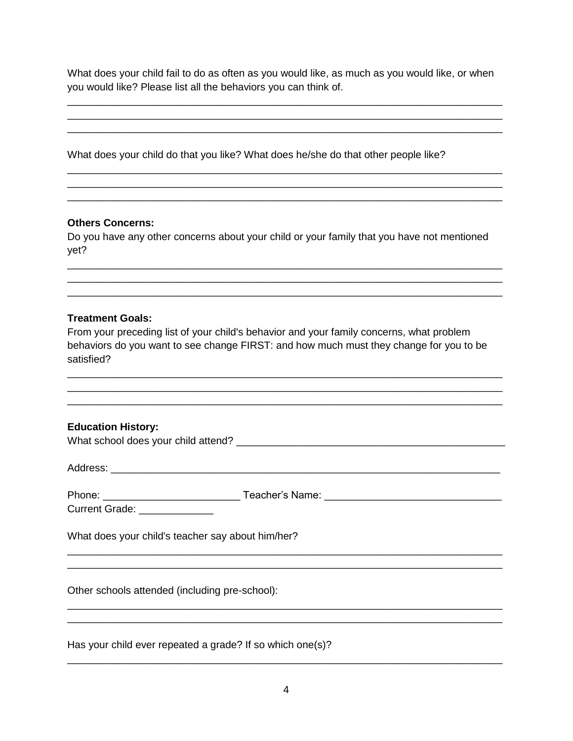What does your child fail to do as often as you would like, as much as you would like, or when you would like? Please list all the behaviors you can think of.

_____________________________________________________________________________
_____________________________________________________________________________
_____________________________________________________________________________

What does your child do that you like? What does he/she do that other people like?

_____________________________________________________________________________
_____________________________________________________________________________
_____________________________________________________________________________

**Others Concerns:**

Do you have any other concerns about your child or your family that you have not mentioned yet?

_____________________________________________________________________________
_____________________________________________________________________________
_____________________________________________________________________________

**Treatment Goals:**

From your preceding list of your child's behavior and your family concerns, what problem behaviors do you want to see change FIRST: and how much must they change for you to be satisfied?

_____________________________________________________________________________
_____________________________________________________________________________
_____________________________________________________________________________

**Education History:**

What school does your child attend? _______________________________________________

Address: ____________________________________________________________________

Phone: _______________________ Teacher's Name: _____________________________

Current Grade: _____________

What does your child's teacher say about him/her?

_____________________________________________________________________________
_____________________________________________________________________________

Other schools attended (including pre-school):

_____________________________________________________________________________
_____________________________________________________________________________

Has your child ever repeated a grade? If so which one(s)?

_____________________________________________________________________________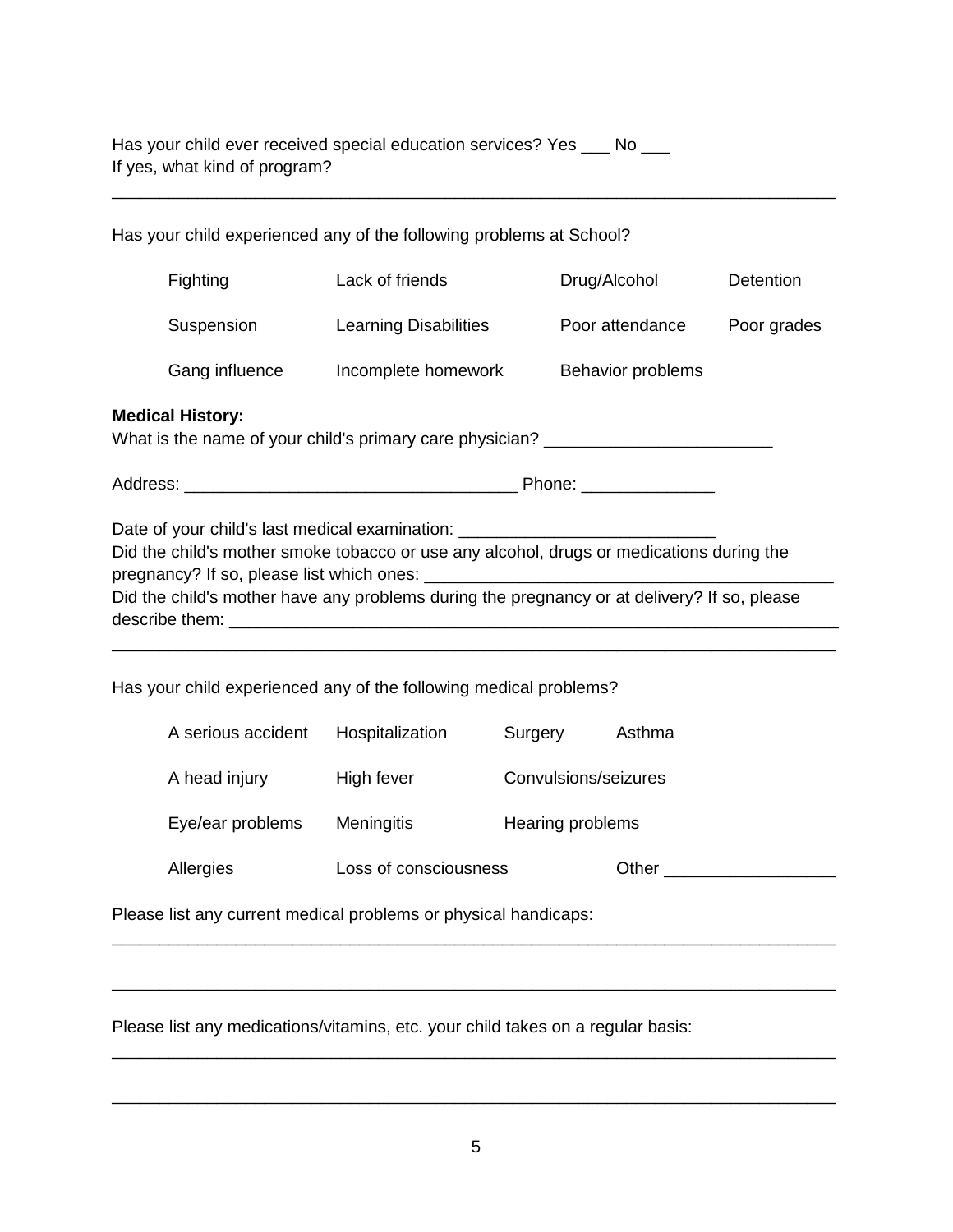Has your child ever received special education services? Yes ___ No ___
If yes, what kind of program?

_______________________________________________________________________________

Has your child experienced any of the following problems at School?

| | | | |
|---|---|---|---|
| Fighting | Lack of friends | Drug/Alcohol | Detention |
| Suspension | Learning Disabilities | Poor attendance | Poor grades |
| Gang influence | Incomplete homework | Behavior problems | |

**Medical History:**
What is the name of your child's primary care physician? ________________________

Address: ___________________________________ Phone: ______________

Date of your child's last medical examination: ___________________________
Did the child's mother smoke tobacco or use any alcohol, drugs or medications during the pregnancy? If so, please list which ones: ___________________________________________
Did the child's mother have any problems during the pregnancy or at delivery? If so, please describe them: __________________________________________________________________
_______________________________________________________________________________

Has your child experienced any of the following medical problems?

| | | | |
|---|---|---|---|
| A serious accident | Hospitalization | Surgery | Asthma |
| A head injury | High fever | Convulsions/seizures | |
| Eye/ear problems | Meningitis | Hearing problems | |
| Allergies | Loss of consciousness | | Other __________________ |

Please list any current medical problems or physical handicaps:
_______________________________________________________________________________

_______________________________________________________________________________

Please list any medications/vitamins, etc. your child takes on a regular basis:
_______________________________________________________________________________

_______________________________________________________________________________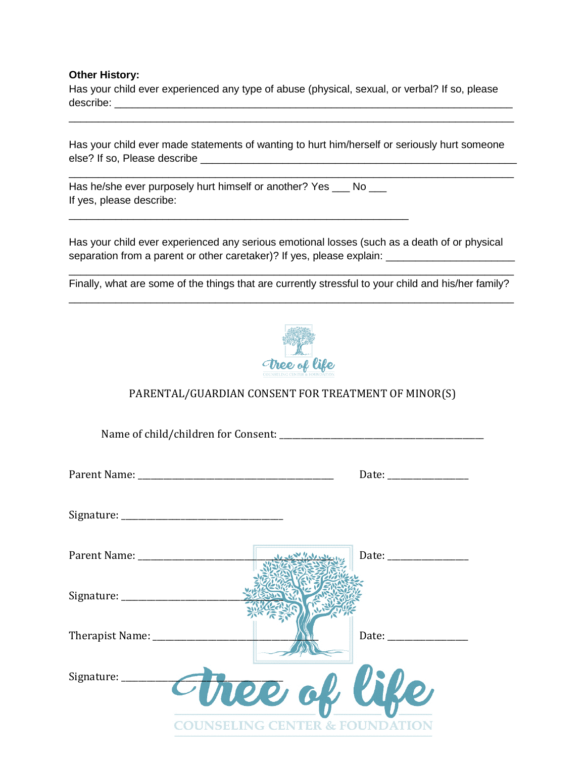**Other History:**

Has your child ever experienced any type of abuse (physical, sexual, or verbal? If so, please describe: ___________________________________________________________________________

___________________________________________________________________________

Has your child ever made statements of wanting to hurt him/herself or seriously hurt someone else? If so, Please describe ___________________________________________________

___________________________________________________________________________

Has he/she ever purposely hurt himself or another? Yes ___ No ___

If yes, please describe:

___________________________________________________________

Has your child ever experienced any serious emotional losses (such as a death of or physical separation from a parent or other caretaker)? If yes, please explain: ______________________

___________________________________________________________________________

Finally, what are some of the things that are currently stressful to your child and his/her family?

___________________________________________________________________________

Tree of life
COUNSELING CENTER & FOUNDATION

PARENTAL/GUARDIAN CONSENT FOR TREATMENT OF MINOR(S)

Name of child/children for Consent: ____________________________________________

Parent Name: __________________________________________ Date: _________________

Signature: ___________________________________

Parent Name: __________________________________________ Date: _________________

Signature: ___________________________________

Therapist Name: _______________________________________ Date: _________________

Signature: ___________________________________

Tree of life
COUNSELING CENTER & FOUNDATION